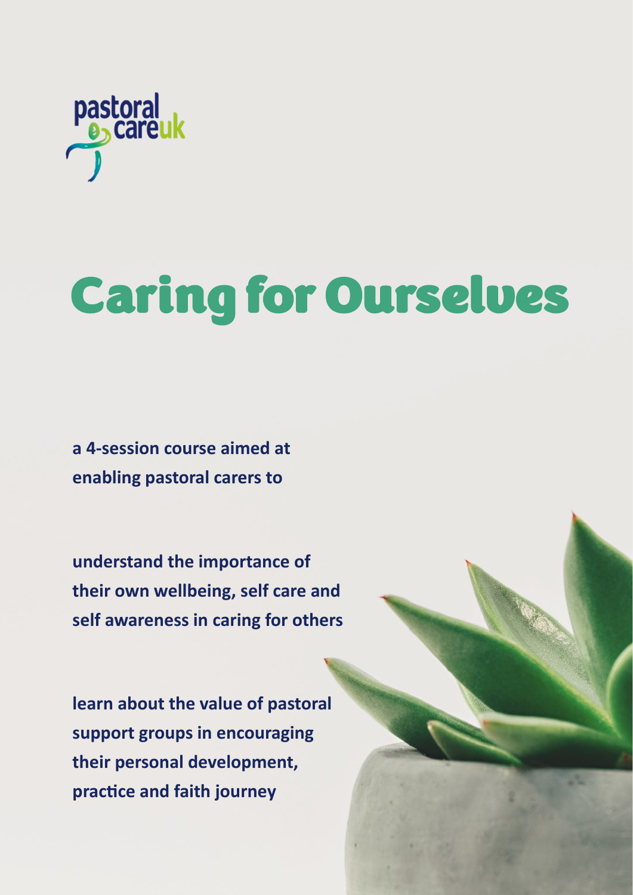pastoral careuk

# Caring for Ourselves

**a 4-session course aimed at enabling pastoral carers to**

**understand the importance of their own wellbeing, self care and self awareness in caring for others**

**learn about the value of pastoral support groups in encouraging their personal development, practice and faith journey**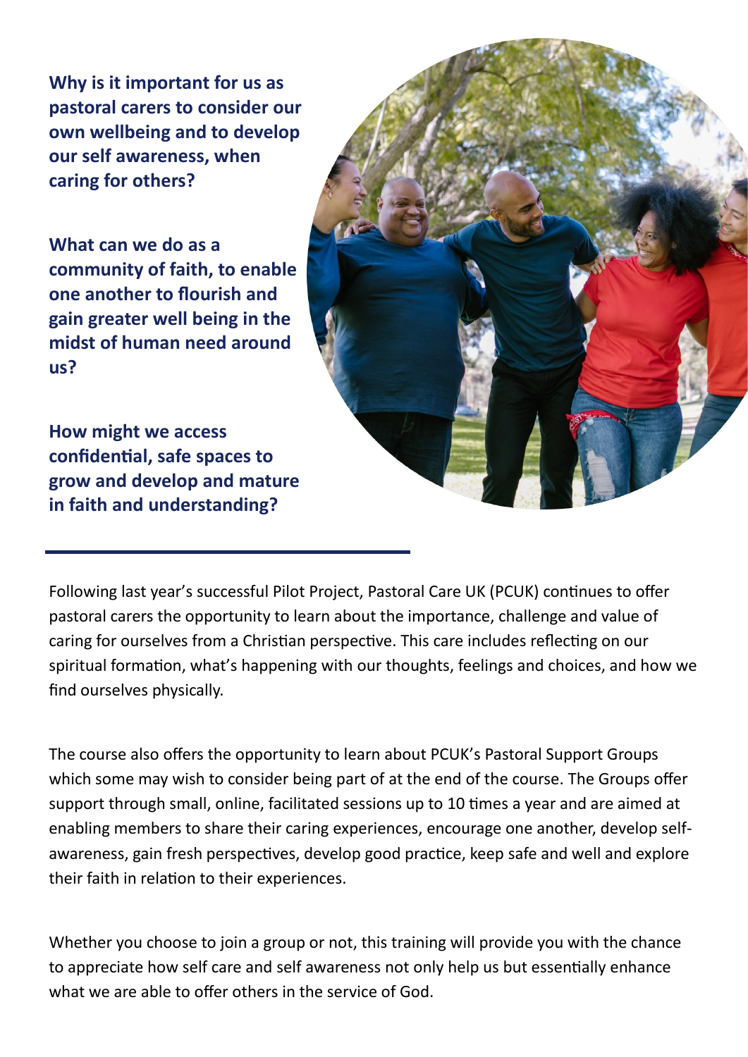**Why is it important for us as pastoral carers to consider our own wellbeing and to develop our self awareness, when caring for others?**

**What can we do as a community of faith, to enable one another to flourish and gain greater well being in the midst of human need around us?**

**How might we access confidential, safe spaces to grow and develop and mature in faith and understanding?**

---

Following last year's successful Pilot Project, Pastoral Care UK (PCUK) continues to offer pastoral carers the opportunity to learn about the importance, challenge and value of caring for ourselves from a Christian perspective. This care includes reflecting on our spiritual formation, what's happening with our thoughts, feelings and choices, and how we find ourselves physically.

The course also offers the opportunity to learn about PCUK's Pastoral Support Groups which some may wish to consider being part of at the end of the course. The Groups offer support through small, online, facilitated sessions up to 10 times a year and are aimed at enabling members to share their caring experiences, encourage one another, develop self-awareness, gain fresh perspectives, develop good practice, keep safe and well and explore their faith in relation to their experiences.

Whether you choose to join a group or not, this training will provide you with the chance to appreciate how self care and self awareness not only help us but essentially enhance what we are able to offer others in the service of God.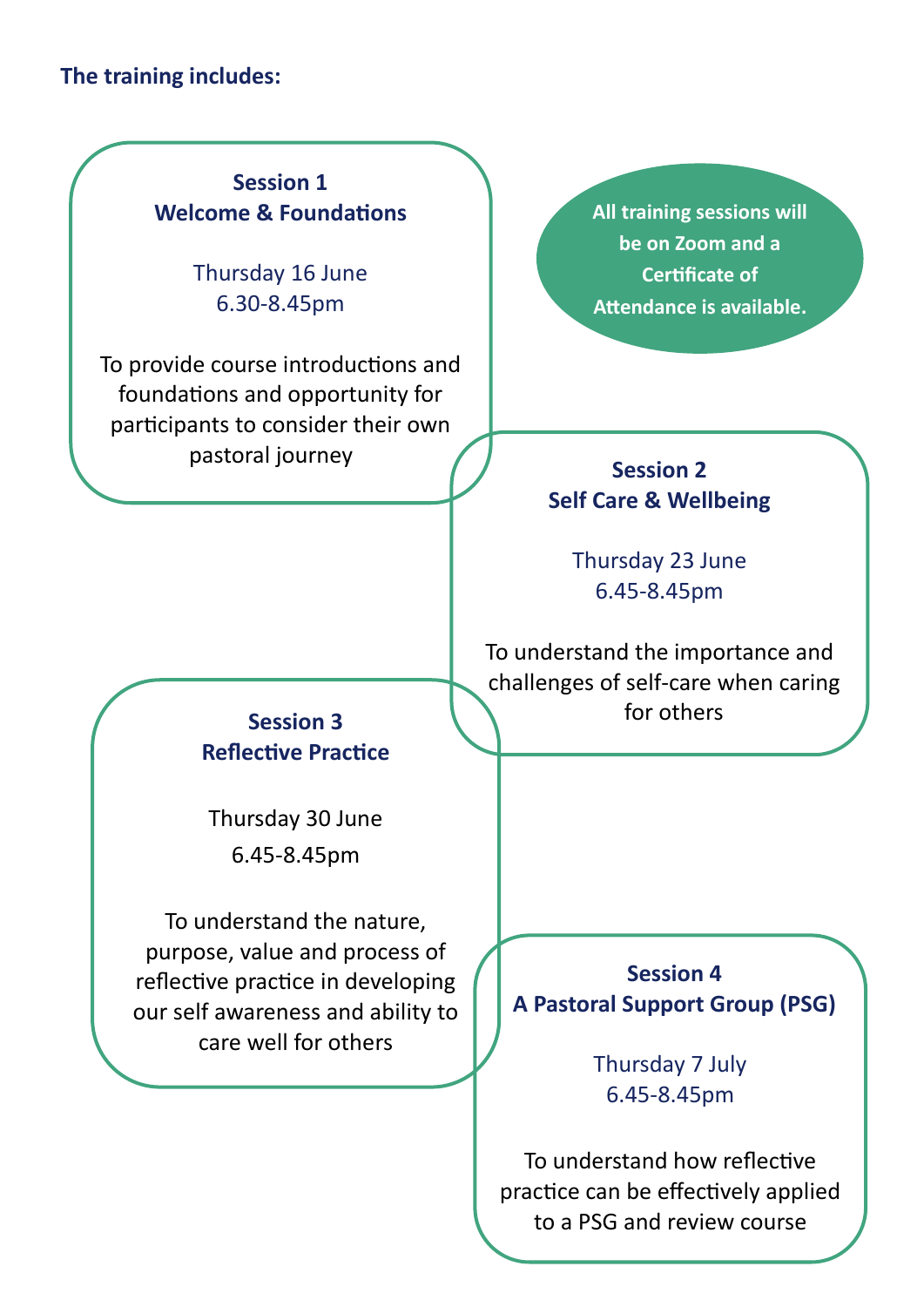**The training includes:**

> All training sessions will be on Zoom and a Certificate of Attendance is available.

### Session 1
### Welcome & Foundations

Thursday 16 June
6.30-8.45pm

To provide course introductions and foundations and opportunity for participants to consider their own pastoral journey

### Session 2
### Self Care & Wellbeing

Thursday 23 June
6.45-8.45pm

To understand the importance and challenges of self-care when caring for others

### Session 3
### Reflective Practice

Thursday 30 June
6.45-8.45pm

To understand the nature, purpose, value and process of reflective practice in developing our self awareness and ability to care well for others

### Session 4
### A Pastoral Support Group (PSG)

Thursday 7 July
6.45-8.45pm

To understand how reflective practice can be effectively applied to a PSG and review course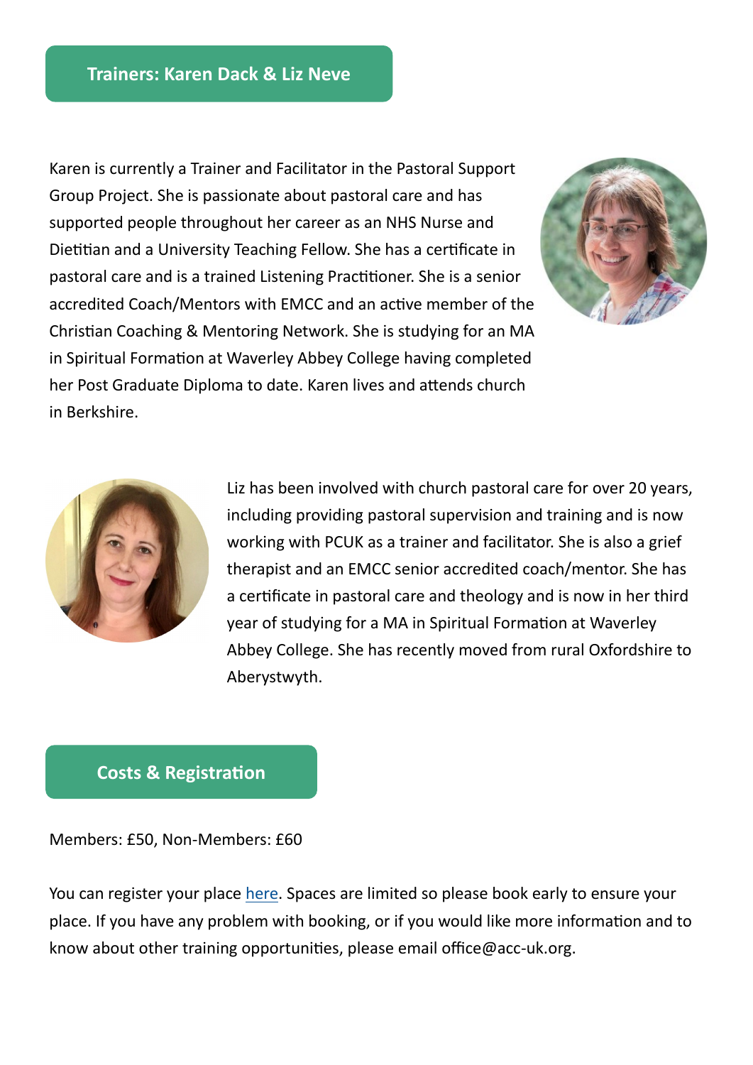## Trainers: Karen Dack & Liz Neve

Karen is currently a Trainer and Facilitator in the Pastoral Support Group Project. She is passionate about pastoral care and has supported people throughout her career as an NHS Nurse and Dietitian and a University Teaching Fellow. She has a certificate in pastoral care and is a trained Listening Practitioner. She is a senior accredited Coach/Mentors with EMCC and an active member of the Christian Coaching & Mentoring Network. She is studying for an MA in Spiritual Formation at Waverley Abbey College having completed her Post Graduate Diploma to date. Karen lives and attends church in Berkshire.

Liz has been involved with church pastoral care for over 20 years, including providing pastoral supervision and training and is now working with PCUK as a trainer and facilitator. She is also a grief therapist and an EMCC senior accredited coach/mentor. She has a certificate in pastoral care and theology and is now in her third year of studying for a MA in Spiritual Formation at Waverley Abbey College. She has recently moved from rural Oxfordshire to Aberystwyth.

## Costs & Registration

Members: £50, Non-Members: £60

You can register your place here. Spaces are limited so please book early to ensure your place. If you have any problem with booking, or if you would like more information and to know about other training opportunities, please email office@acc-uk.org.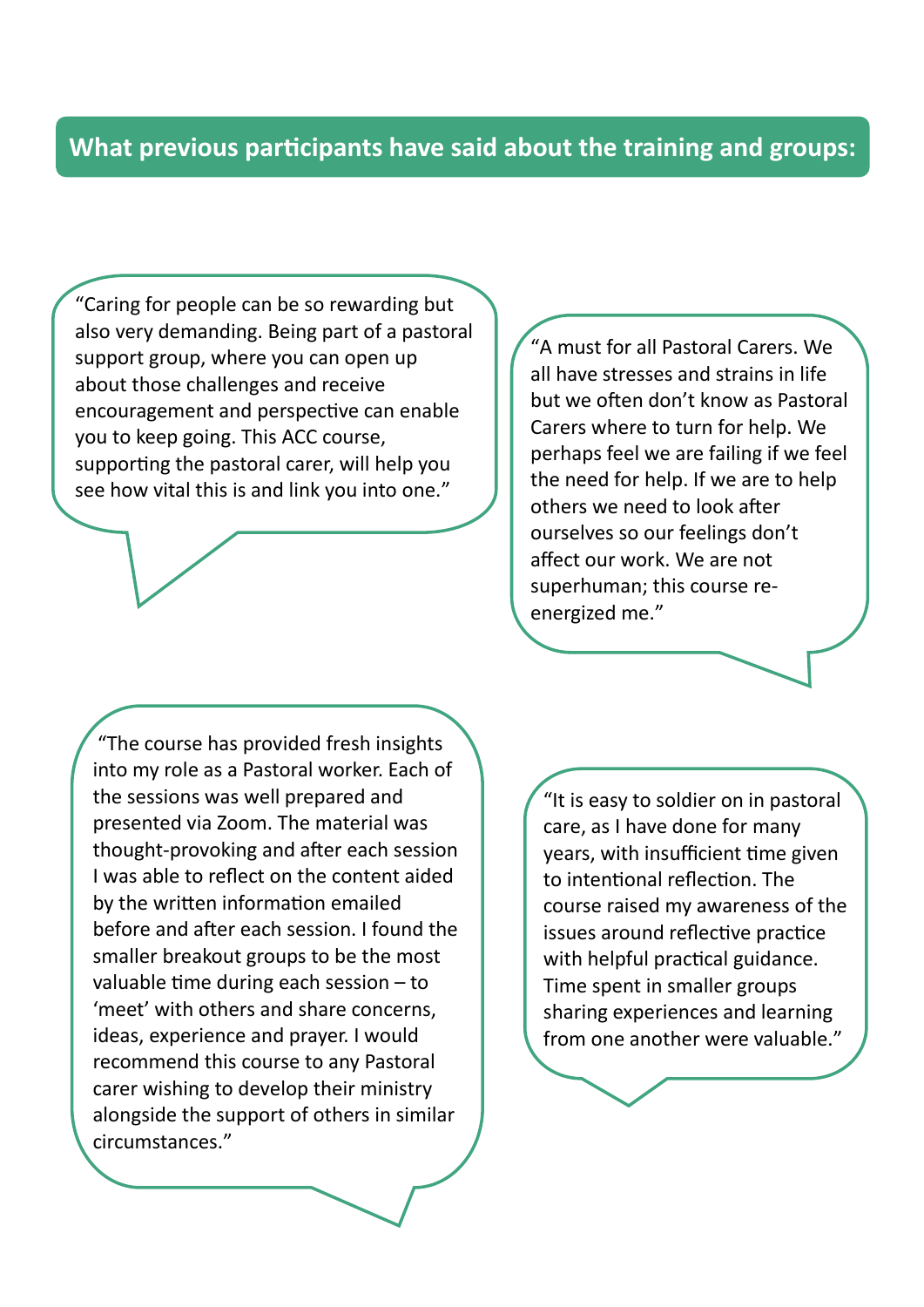## What previous participants have said about the training and groups:

"Caring for people can be so rewarding but also very demanding. Being part of a pastoral support group, where you can open up about those challenges and receive encouragement and perspective can enable you to keep going. This ACC course, supporting the pastoral carer, will help you see how vital this is and link you into one."

"A must for all Pastoral Carers. We all have stresses and strains in life but we often don't know as Pastoral Carers where to turn for help. We perhaps feel we are failing if we feel the need for help. If we are to help others we need to look after ourselves so our feelings don't affect our work. We are not superhuman; this course re-energized me."

"The course has provided fresh insights into my role as a Pastoral worker. Each of the sessions was well prepared and presented via Zoom. The material was thought-provoking and after each session I was able to reflect on the content aided by the written information emailed before and after each session. I found the smaller breakout groups to be the most valuable time during each session – to 'meet' with others and share concerns, ideas, experience and prayer. I would recommend this course to any Pastoral carer wishing to develop their ministry alongside the support of others in similar circumstances."

"It is easy to soldier on in pastoral care, as I have done for many years, with insufficient time given to intentional reflection. The course raised my awareness of the issues around reflective practice with helpful practical guidance. Time spent in smaller groups sharing experiences and learning from one another were valuable."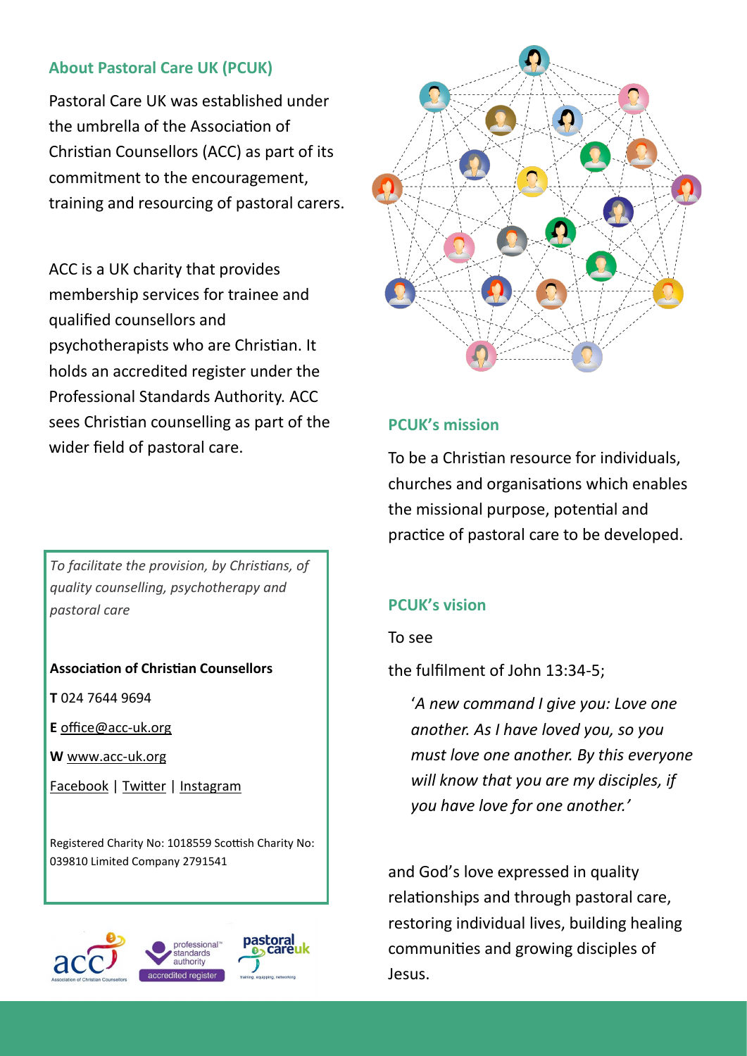## About Pastoral Care UK (PCUK)

Pastoral Care UK was established under the umbrella of the Association of Christian Counsellors (ACC) as part of its commitment to the encouragement, training and resourcing of pastoral carers.

ACC is a UK charity that provides membership services for trainee and qualified counsellors and psychotherapists who are Christian. It holds an accredited register under the Professional Standards Authority. ACC sees Christian counselling as part of the wider field of pastoral care.

*To facilitate the provision, by Christians, of quality counselling, psychotherapy and pastoral care*

**Association of Christian Counsellors**

**T** 024 7644 9694

**E** office@acc-uk.org

**W** www.acc-uk.org

Facebook | Twitter | Instagram

Registered Charity No: 1018559 Scottish Charity No: 039810 Limited Company 2791541

## PCUK's mission

To be a Christian resource for individuals, churches and organisations which enables the missional purpose, potential and practice of pastoral care to be developed.

## PCUK's vision

To see

the fulfilment of John 13:34-5;

> '*A new command I give you: Love one another. As I have loved you, so you must love one another. By this everyone will know that you are my disciples, if you have love for one another.'*

and God's love expressed in quality relationships and through pastoral care, restoring individual lives, building healing communities and growing disciples of Jesus.